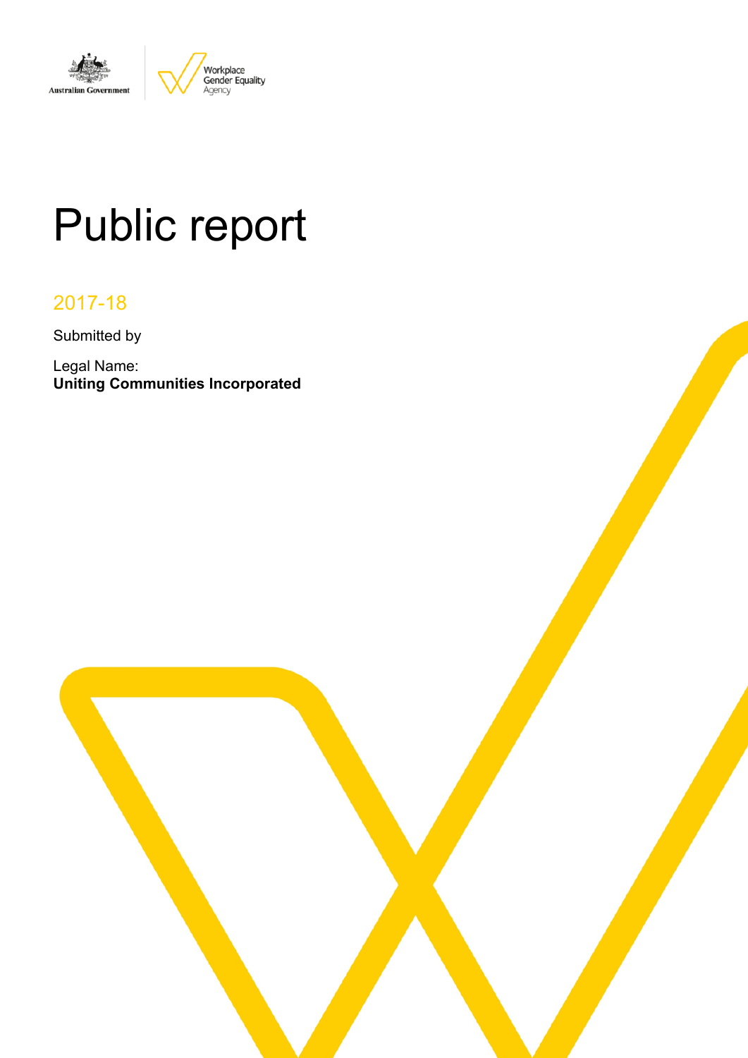# Public report

## 2017-18

Submitted by

Legal Name:
**Uniting Communities Incorporated**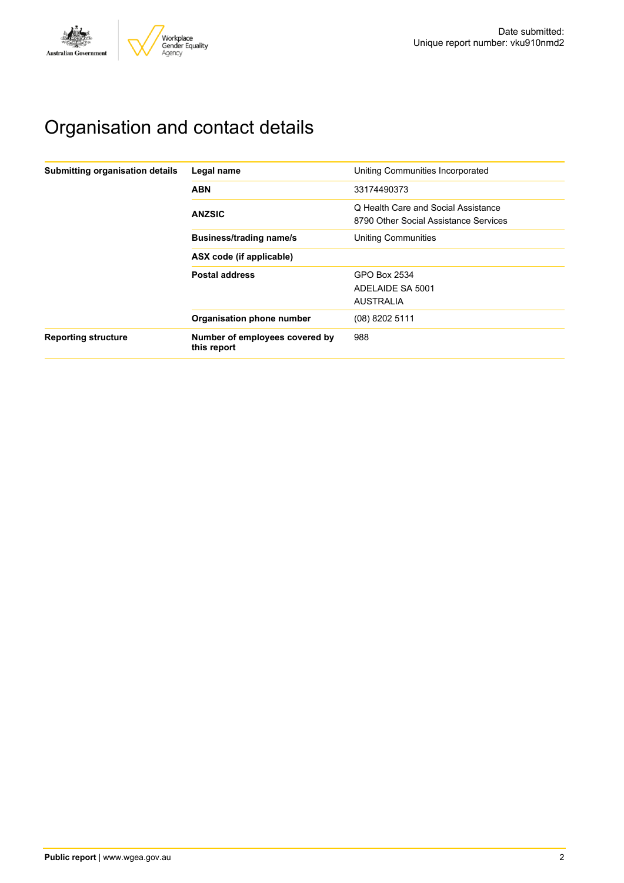Date submitted:
Unique report number: vku910nmd2

# Organisation and contact details

| | | |
|---|---|---|
| **Submitting organisation details** | **Legal name** | Uniting Communities Incorporated |
| | **ABN** | 33174490373 |
| | **ANZSIC** | Q Health Care and Social Assistance<br>8790 Other Social Assistance Services |
| | **Business/trading name/s** | Uniting Communities |
| | **ASX code (if applicable)** | |
| | **Postal address** | GPO Box 2534<br>ADELAIDE SA 5001<br>AUSTRALIA |
| | **Organisation phone number** | (08) 8202 5111 |
| **Reporting structure** | **Number of employees covered by this report** | 988 |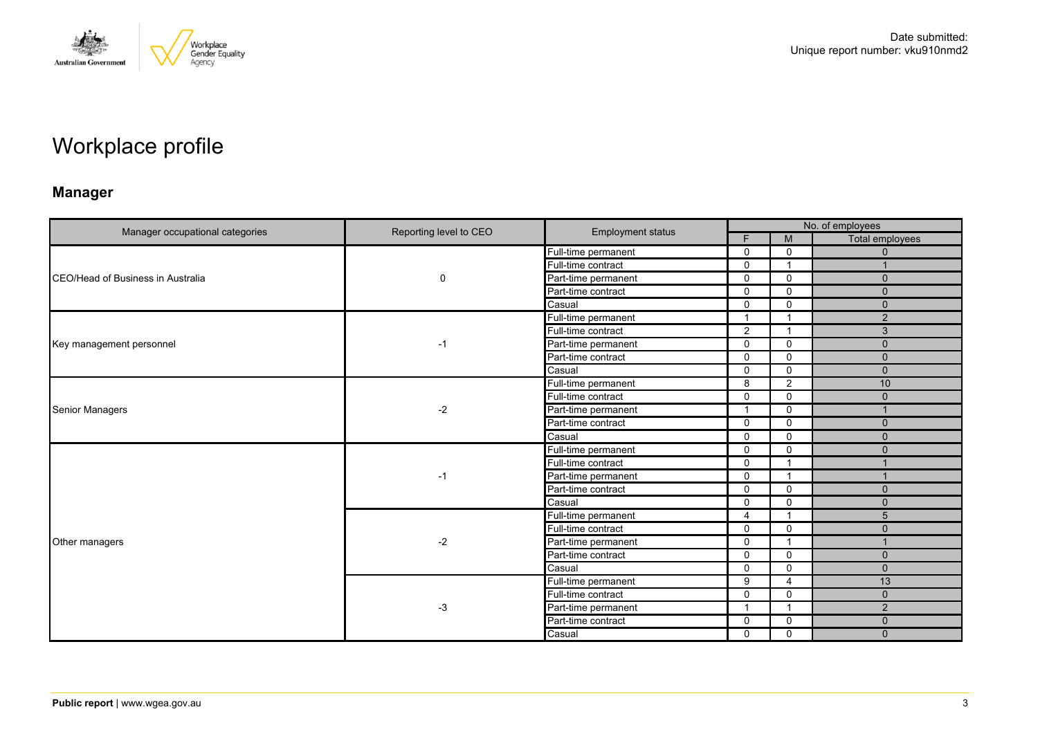Date submitted:
Unique report number: vku910nmd2

# Workplace profile

## Manager

| Manager occupational categories | Reporting level to CEO | Employment status | No. of employees | | |
|---|---|---|---|---|---|
| | | | F | M | Total employees |
| CEO/Head of Business in Australia | 0 | Full-time permanent | 0 | 0 | 0 |
| | | Full-time contract | 0 | 1 | 1 |
| | | Part-time permanent | 0 | 0 | 0 |
| | | Part-time contract | 0 | 0 | 0 |
| | | Casual | 0 | 0 | 0 |
| Key management personnel | -1 | Full-time permanent | 1 | 1 | 2 |
| | | Full-time contract | 2 | 1 | 3 |
| | | Part-time permanent | 0 | 0 | 0 |
| | | Part-time contract | 0 | 0 | 0 |
| | | Casual | 0 | 0 | 0 |
| Senior Managers | -2 | Full-time permanent | 8 | 2 | 10 |
| | | Full-time contract | 0 | 0 | 0 |
| | | Part-time permanent | 1 | 0 | 1 |
| | | Part-time contract | 0 | 0 | 0 |
| | | Casual | 0 | 0 | 0 |
| Other managers | -1 | Full-time permanent | 0 | 0 | 0 |
| | | Full-time contract | 0 | 1 | 1 |
| | | Part-time permanent | 0 | 1 | 1 |
| | | Part-time contract | 0 | 0 | 0 |
| | | Casual | 0 | 0 | 0 |
| | -2 | Full-time permanent | 4 | 1 | 5 |
| | | Full-time contract | 0 | 0 | 0 |
| | | Part-time permanent | 0 | 1 | 1 |
| | | Part-time contract | 0 | 0 | 0 |
| | | Casual | 0 | 0 | 0 |
| | -3 | Full-time permanent | 9 | 4 | 13 |
| | | Full-time contract | 0 | 0 | 0 |
| | | Part-time permanent | 1 | 1 | 2 |
| | | Part-time contract | 0 | 0 | 0 |
| | | Casual | 0 | 0 | 0 |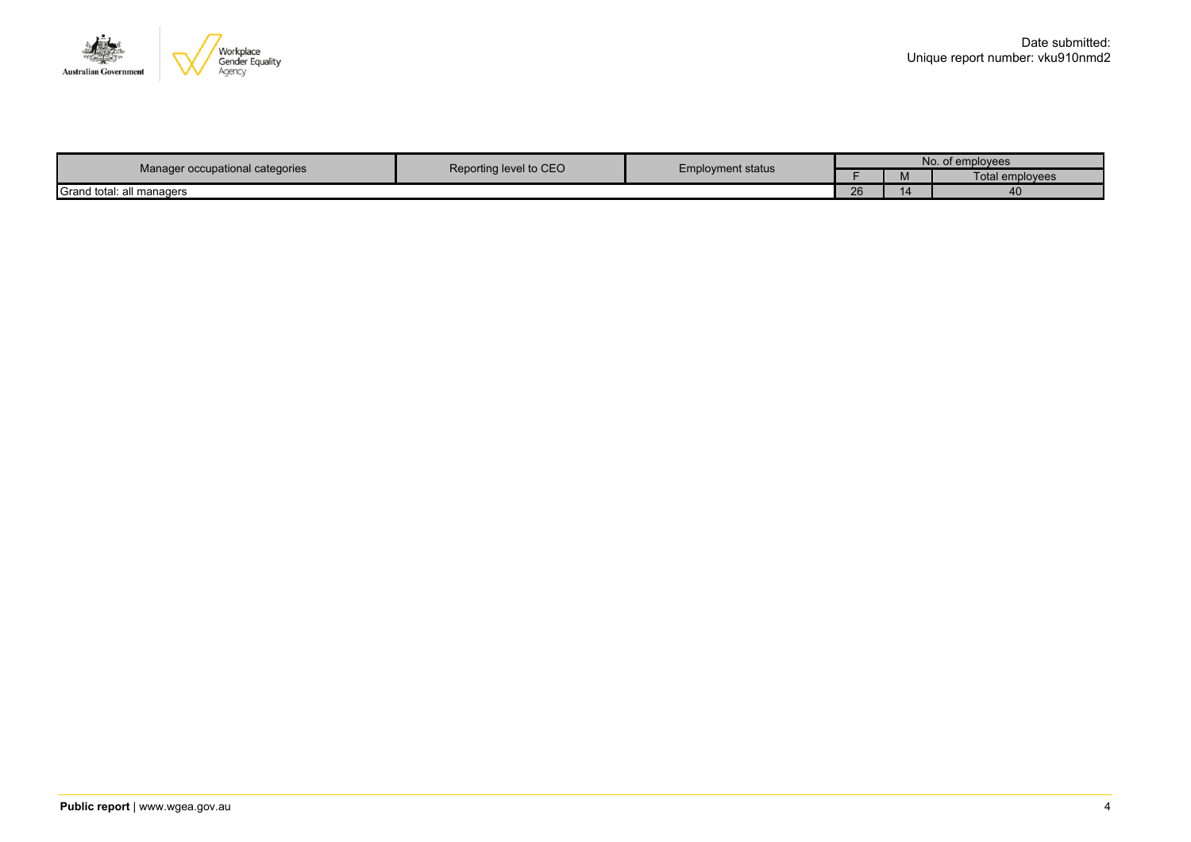Date submitted:
Unique report number: vku910nmd2

| Manager occupational categories | Reporting level to CEO | Employment status | No. of employees | | |
|---|---|---|---|---|---|
| | | | F | M | Total employees |
| Grand total: all managers | | | 26 | 14 | 40 |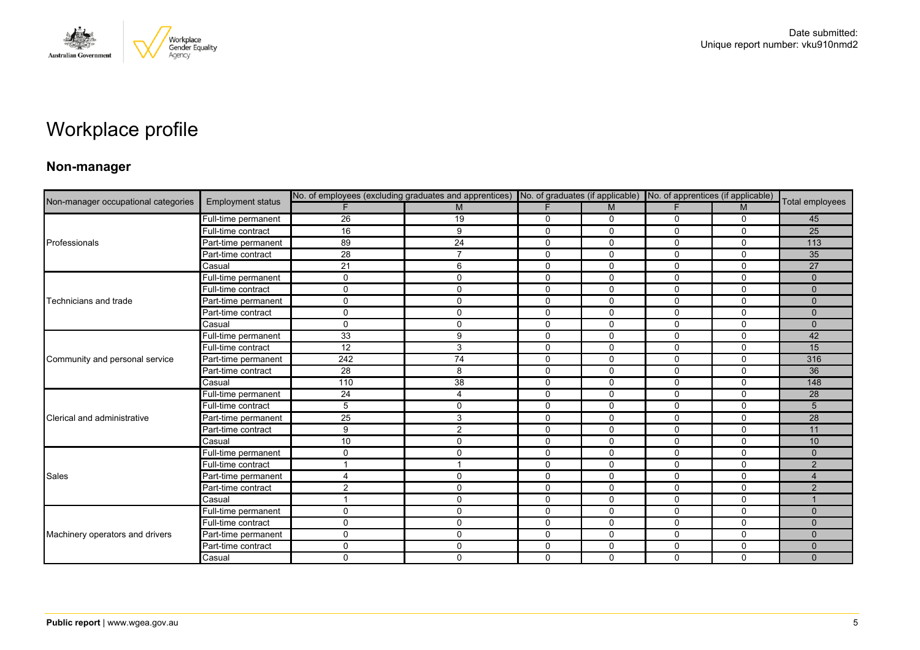Date submitted:
Unique report number: vku910nmd2

# Workplace profile

## Non-manager

| Non-manager occupational categories | Employment status | No. of employees (excluding graduates and apprentices) | | No. of graduates (if applicable) | | No. of apprentices (if applicable) | | Total employees |
|---|---|---|---|---|---|---|---|---|
| | | F | M | F | M | F | M | |
| Professionals | Full-time permanent | 26 | 19 | 0 | 0 | 0 | 0 | 45 |
| | Full-time contract | 16 | 9 | 0 | 0 | 0 | 0 | 25 |
| | Part-time permanent | 89 | 24 | 0 | 0 | 0 | 0 | 113 |
| | Part-time contract | 28 | 7 | 0 | 0 | 0 | 0 | 35 |
| | Casual | 21 | 6 | 0 | 0 | 0 | 0 | 27 |
| Technicians and trade | Full-time permanent | 0 | 0 | 0 | 0 | 0 | 0 | 0 |
| | Full-time contract | 0 | 0 | 0 | 0 | 0 | 0 | 0 |
| | Part-time permanent | 0 | 0 | 0 | 0 | 0 | 0 | 0 |
| | Part-time contract | 0 | 0 | 0 | 0 | 0 | 0 | 0 |
| | Casual | 0 | 0 | 0 | 0 | 0 | 0 | 0 |
| Community and personal service | Full-time permanent | 33 | 9 | 0 | 0 | 0 | 0 | 42 |
| | Full-time contract | 12 | 3 | 0 | 0 | 0 | 0 | 15 |
| | Part-time permanent | 242 | 74 | 0 | 0 | 0 | 0 | 316 |
| | Part-time contract | 28 | 8 | 0 | 0 | 0 | 0 | 36 |
| | Casual | 110 | 38 | 0 | 0 | 0 | 0 | 148 |
| Clerical and administrative | Full-time permanent | 24 | 4 | 0 | 0 | 0 | 0 | 28 |
| | Full-time contract | 5 | 0 | 0 | 0 | 0 | 0 | 5 |
| | Part-time permanent | 25 | 3 | 0 | 0 | 0 | 0 | 28 |
| | Part-time contract | 9 | 2 | 0 | 0 | 0 | 0 | 11 |
| | Casual | 10 | 0 | 0 | 0 | 0 | 0 | 10 |
| Sales | Full-time permanent | 0 | 0 | 0 | 0 | 0 | 0 | 0 |
| | Full-time contract | 1 | 1 | 0 | 0 | 0 | 0 | 2 |
| | Part-time permanent | 4 | 0 | 0 | 0 | 0 | 0 | 4 |
| | Part-time contract | 2 | 0 | 0 | 0 | 0 | 0 | 2 |
| | Casual | 1 | 0 | 0 | 0 | 0 | 0 | 1 |
| Machinery operators and drivers | Full-time permanent | 0 | 0 | 0 | 0 | 0 | 0 | 0 |
| | Full-time contract | 0 | 0 | 0 | 0 | 0 | 0 | 0 |
| | Part-time permanent | 0 | 0 | 0 | 0 | 0 | 0 | 0 |
| | Part-time contract | 0 | 0 | 0 | 0 | 0 | 0 | 0 |
| | Casual | 0 | 0 | 0 | 0 | 0 | 0 | 0 |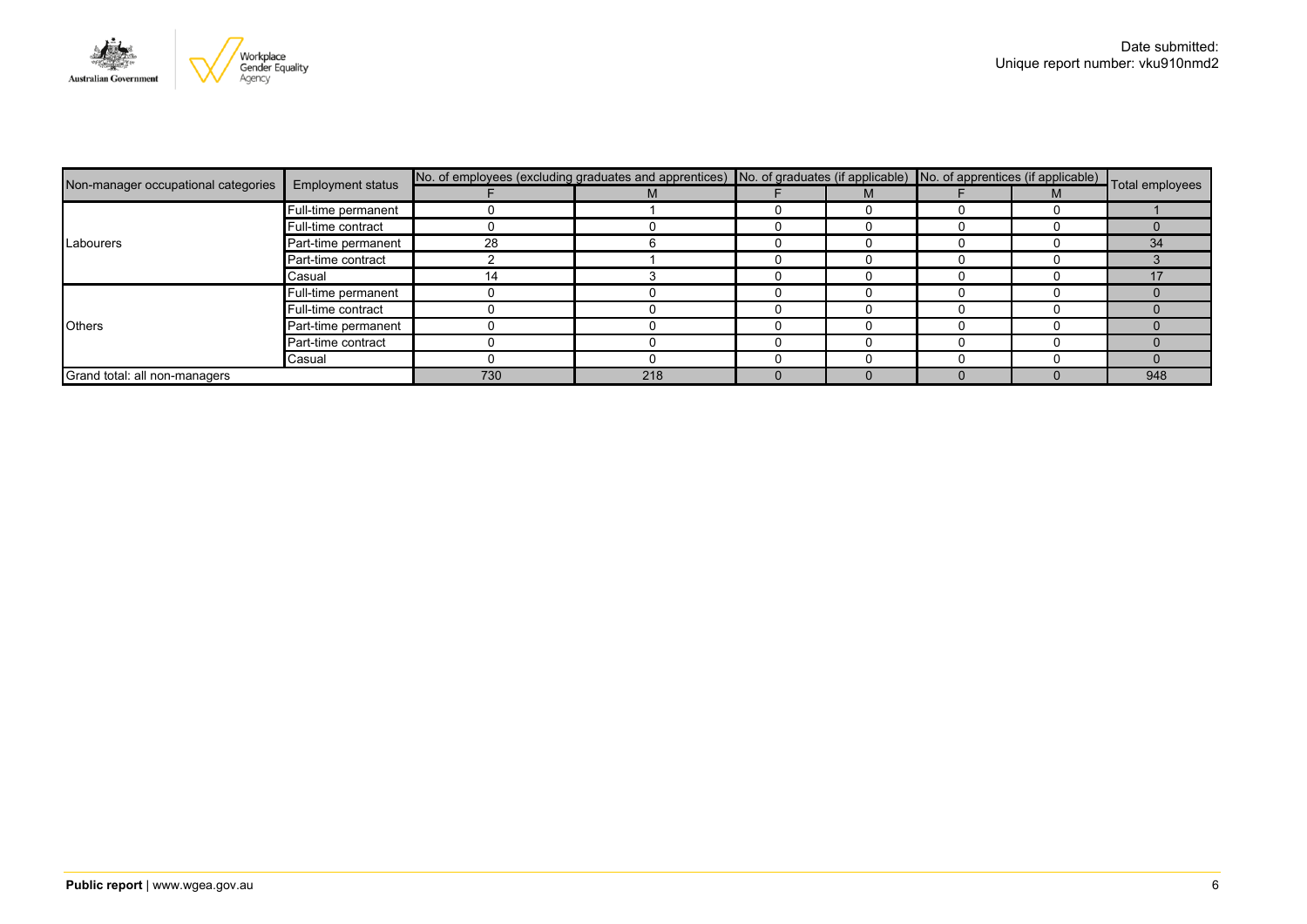Date submitted:
Unique report number: vku910nmd2

| Non-manager occupational categories | Employment status | No. of employees (excluding graduates and apprentices) | | No. of graduates (if applicable) | | No. of apprentices (if applicable) | | Total employees |
|---|---|---|---|---|---|---|---|---|
| | | F | M | F | M | F | M | |
| Labourers | Full-time permanent | 0 | 1 | 0 | 0 | 0 | 0 | 1 |
| | Full-time contract | 0 | 0 | 0 | 0 | 0 | 0 | 0 |
| | Part-time permanent | 28 | 6 | 0 | 0 | 0 | 0 | 34 |
| | Part-time contract | 2 | 1 | 0 | 0 | 0 | 0 | 3 |
| | Casual | 14 | 3 | 0 | 0 | 0 | 0 | 17 |
| Others | Full-time permanent | 0 | 0 | 0 | 0 | 0 | 0 | 0 |
| | Full-time contract | 0 | 0 | 0 | 0 | 0 | 0 | 0 |
| | Part-time permanent | 0 | 0 | 0 | 0 | 0 | 0 | 0 |
| | Part-time contract | 0 | 0 | 0 | 0 | 0 | 0 | 0 |
| | Casual | 0 | 0 | 0 | 0 | 0 | 0 | 0 |
| Grand total: all non-managers | | 730 | 218 | 0 | 0 | 0 | 0 | 948 |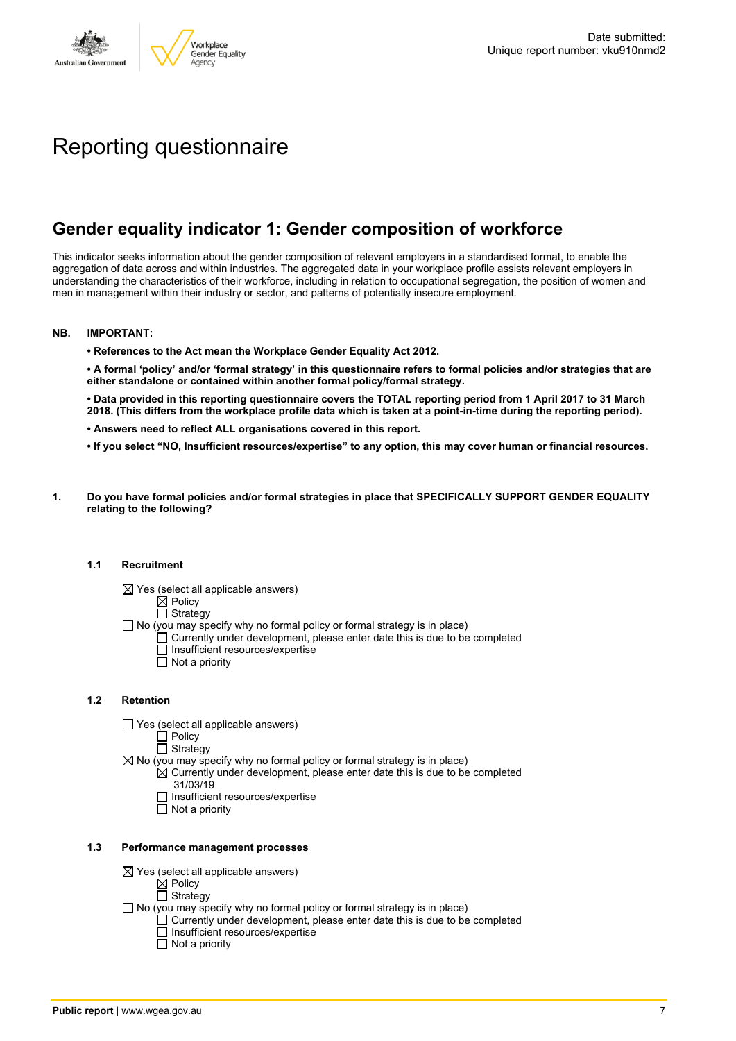Date submitted:
Unique report number: vku910nmd2

# Reporting questionnaire

## Gender equality indicator 1: Gender composition of workforce

This indicator seeks information about the gender composition of relevant employers in a standardised format, to enable the aggregation of data across and within industries. The aggregated data in your workplace profile assists relevant employers in understanding the characteristics of their workforce, including in relation to occupational segregation, the position of women and men in management within their industry or sector, and patterns of potentially insecure employment.

**NB. IMPORTANT:**

**• References to the Act mean the Workplace Gender Equality Act 2012.**

**• A formal 'policy' and/or 'formal strategy' in this questionnaire refers to formal policies and/or strategies that are either standalone or contained within another formal policy/formal strategy.**

**• Data provided in this reporting questionnaire covers the TOTAL reporting period from 1 April 2017 to 31 March 2018. (This differs from the workplace profile data which is taken at a point-in-time during the reporting period).**

**• Answers need to reflect ALL organisations covered in this report.**

**• If you select "NO, Insufficient resources/expertise" to any option, this may cover human or financial resources.**

**1. Do you have formal policies and/or formal strategies in place that SPECIFICALLY SUPPORT GENDER EQUALITY relating to the following?**

**1.1 Recruitment**

☒ Yes (select all applicable answers)
  ☒ Policy
  ☐ Strategy
☐ No (you may specify why no formal policy or formal strategy is in place)
  ☐ Currently under development, please enter date this is due to be completed
  ☐ Insufficient resources/expertise
  ☐ Not a priority

**1.2 Retention**

☐ Yes (select all applicable answers)
  ☐ Policy
  ☐ Strategy
☒ No (you may specify why no formal policy or formal strategy is in place)
  ☒ Currently under development, please enter date this is due to be completed
    31/03/19
  ☐ Insufficient resources/expertise
  ☐ Not a priority

**1.3 Performance management processes**

☒ Yes (select all applicable answers)
  ☒ Policy
  ☐ Strategy
☐ No (you may specify why no formal policy or formal strategy is in place)
  ☐ Currently under development, please enter date this is due to be completed
  ☐ Insufficient resources/expertise
  ☐ Not a priority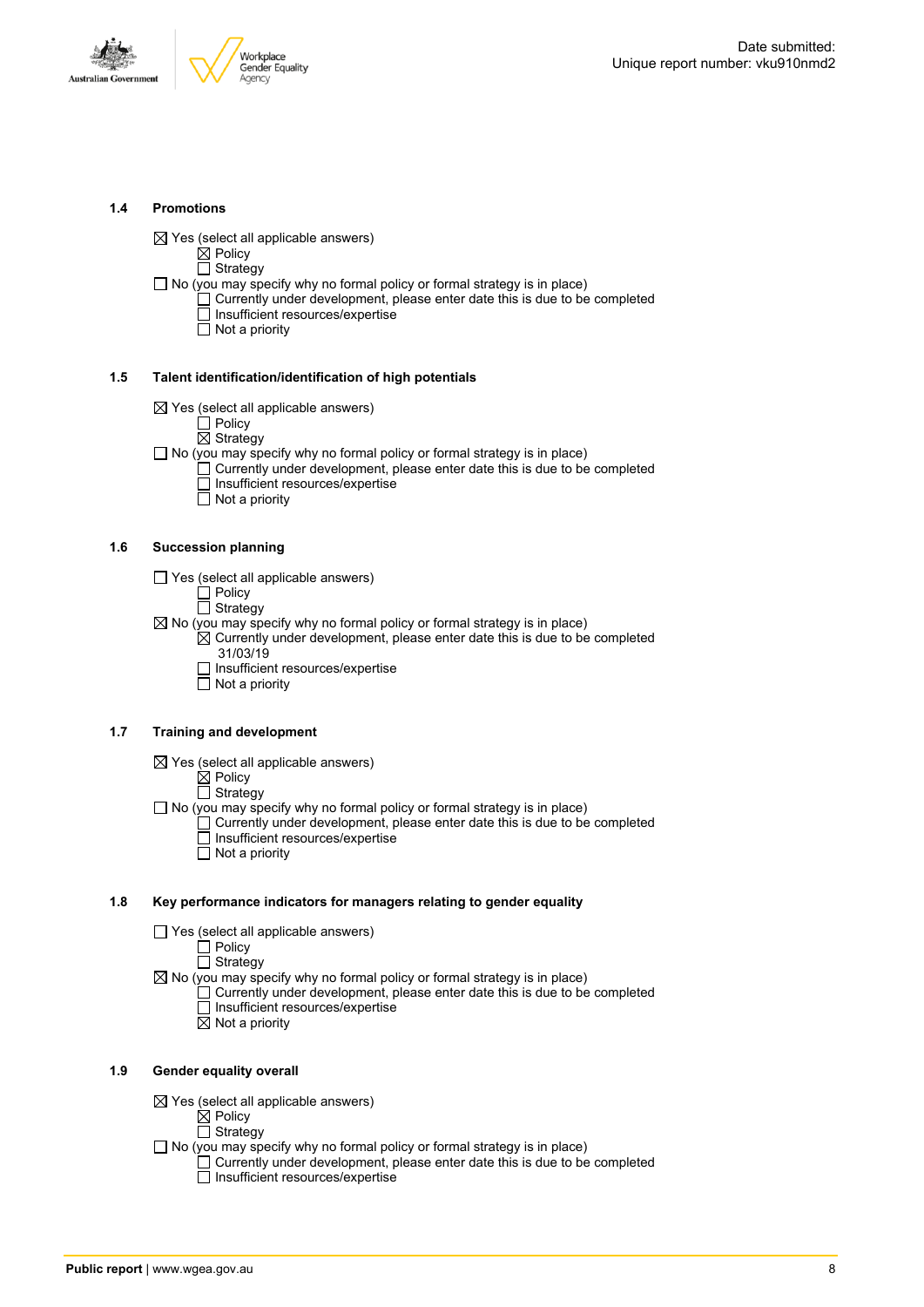### 1.4 Promotions

☒ Yes (select all applicable answers)
- ☒ Policy
- ☐ Strategy

☐ No (you may specify why no formal policy or formal strategy is in place)
- ☐ Currently under development, please enter date this is due to be completed
- ☐ Insufficient resources/expertise
- ☐ Not a priority

### 1.5 Talent identification/identification of high potentials

☒ Yes (select all applicable answers)
- ☐ Policy
- ☒ Strategy

☐ No (you may specify why no formal policy or formal strategy is in place)
- ☐ Currently under development, please enter date this is due to be completed
- ☐ Insufficient resources/expertise
- ☐ Not a priority

### 1.6 Succession planning

☐ Yes (select all applicable answers)
- ☐ Policy
- ☐ Strategy

☒ No (you may specify why no formal policy or formal strategy is in place)
- ☒ Currently under development, please enter date this is due to be completed 31/03/19
- ☐ Insufficient resources/expertise
- ☐ Not a priority

### 1.7 Training and development

☒ Yes (select all applicable answers)
- ☒ Policy
- ☐ Strategy

☐ No (you may specify why no formal policy or formal strategy is in place)
- ☐ Currently under development, please enter date this is due to be completed
- ☐ Insufficient resources/expertise
- ☐ Not a priority

### 1.8 Key performance indicators for managers relating to gender equality

☐ Yes (select all applicable answers)
- ☐ Policy
- ☐ Strategy

☒ No (you may specify why no formal policy or formal strategy is in place)
- ☐ Currently under development, please enter date this is due to be completed
- ☐ Insufficient resources/expertise
- ☒ Not a priority

### 1.9 Gender equality overall

☒ Yes (select all applicable answers)
- ☒ Policy
- ☐ Strategy

☐ No (you may specify why no formal policy or formal strategy is in place)
- ☐ Currently under development, please enter date this is due to be completed
- ☐ Insufficient resources/expertise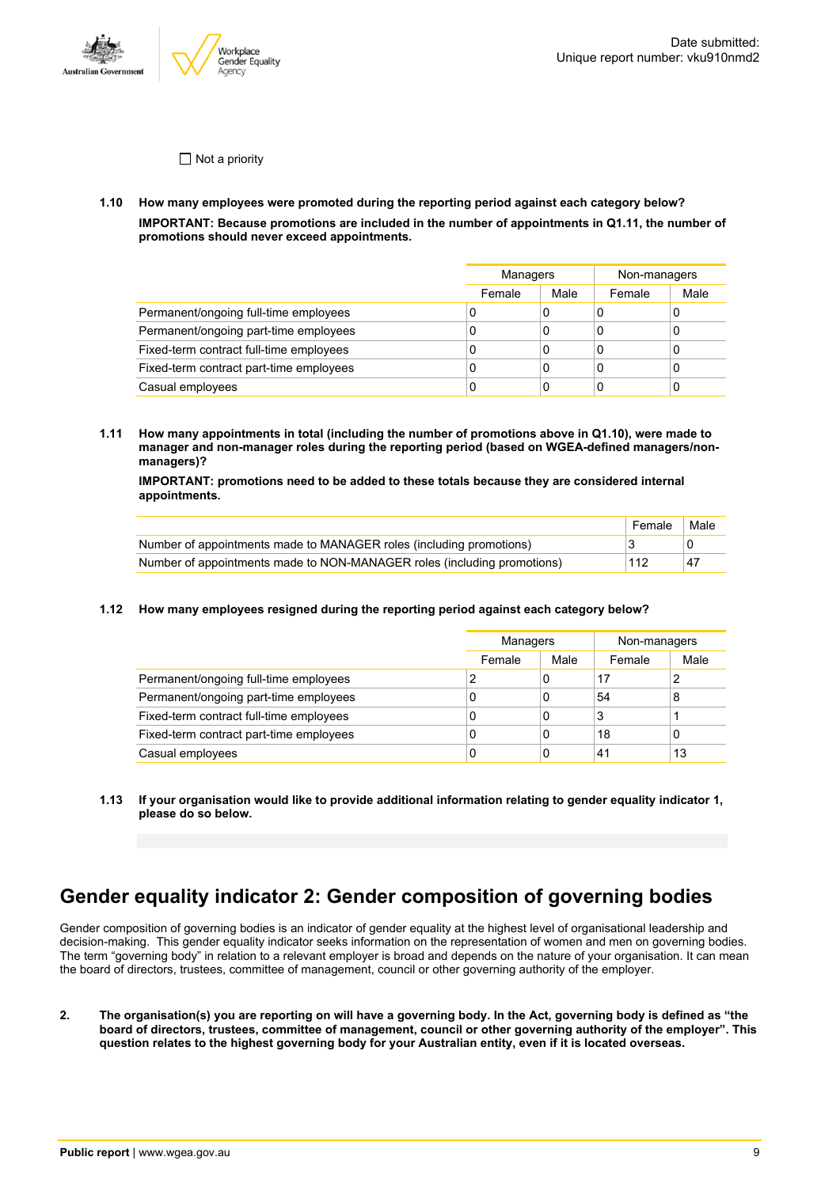☐ Not a priority

**1.10 How many employees were promoted during the reporting period against each category below?**

**IMPORTANT: Because promotions are included in the number of appointments in Q1.11, the number of promotions should never exceed appointments.**

| | Managers | | Non-managers | |
|---|---|---|---|---|
| | Female | Male | Female | Male |
| Permanent/ongoing full-time employees | 0 | 0 | 0 | 0 |
| Permanent/ongoing part-time employees | 0 | 0 | 0 | 0 |
| Fixed-term contract full-time employees | 0 | 0 | 0 | 0 |
| Fixed-term contract part-time employees | 0 | 0 | 0 | 0 |
| Casual employees | 0 | 0 | 0 | 0 |

**1.11 How many appointments in total (including the number of promotions above in Q1.10), were made to manager and non-manager roles during the reporting period (based on WGEA-defined managers/non-managers)?**

**IMPORTANT: promotions need to be added to these totals because they are considered internal appointments.**

| | Female | Male |
|---|---|---|
| Number of appointments made to MANAGER roles (including promotions) | 3 | 0 |
| Number of appointments made to NON-MANAGER roles (including promotions) | 112 | 47 |

**1.12 How many employees resigned during the reporting period against each category below?**

| | Managers | | Non-managers | |
|---|---|---|---|---|
| | Female | Male | Female | Male |
| Permanent/ongoing full-time employees | 2 | 0 | 17 | 2 |
| Permanent/ongoing part-time employees | 0 | 0 | 54 | 8 |
| Fixed-term contract full-time employees | 0 | 0 | 3 | 1 |
| Fixed-term contract part-time employees | 0 | 0 | 18 | 0 |
| Casual employees | 0 | 0 | 41 | 13 |

**1.13 If your organisation would like to provide additional information relating to gender equality indicator 1, please do so below.**

## Gender equality indicator 2: Gender composition of governing bodies

Gender composition of governing bodies is an indicator of gender equality at the highest level of organisational leadership and decision-making. This gender equality indicator seeks information on the representation of women and men on governing bodies. The term "governing body" in relation to a relevant employer is broad and depends on the nature of your organisation. It can mean the board of directors, trustees, committee of management, council or other governing authority of the employer.

**2. The organisation(s) you are reporting on will have a governing body. In the Act, governing body is defined as "the board of directors, trustees, committee of management, council or other governing authority of the employer". This question relates to the highest governing body for your Australian entity, even if it is located overseas.**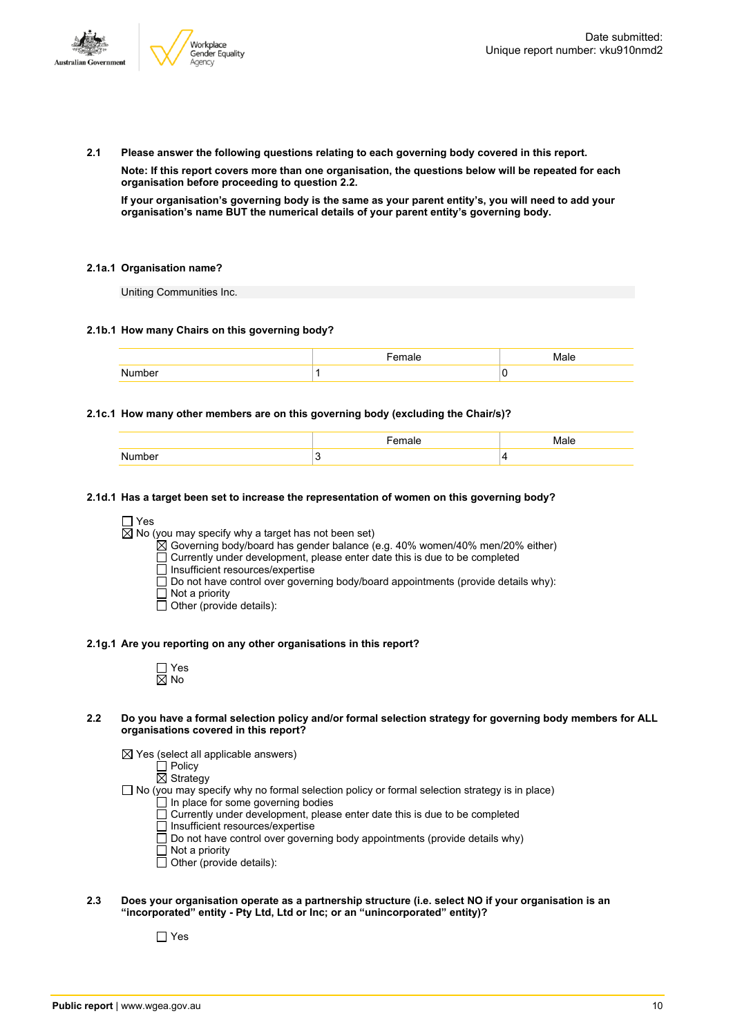**2.1 Please answer the following questions relating to each governing body covered in this report.**

**Note: If this report covers more than one organisation, the questions below will be repeated for each organisation before proceeding to question 2.2.**

**If your organisation's governing body is the same as your parent entity's, you will need to add your organisation's name BUT the numerical details of your parent entity's governing body.**

**2.1a.1 Organisation name?**

Uniting Communities Inc.

**2.1b.1 How many Chairs on this governing body?**

| | Female | Male |
|---|---|---|
| Number | 1 | 0 |

**2.1c.1 How many other members are on this governing body (excluding the Chair/s)?**

| | Female | Male |
|---|---|---|
| Number | 3 | 4 |

**2.1d.1 Has a target been set to increase the representation of women on this governing body?**

- ☐ Yes
- ☒ No (you may specify why a target has not been set)
  - ☒ Governing body/board has gender balance (e.g. 40% women/40% men/20% either)
  - ☐ Currently under development, please enter date this is due to be completed
  - ☐ Insufficient resources/expertise
  - ☐ Do not have control over governing body/board appointments (provide details why):
  - ☐ Not a priority
  - ☐ Other (provide details):

**2.1g.1 Are you reporting on any other organisations in this report?**

- ☐ Yes
- ☒ No

**2.2 Do you have a formal selection policy and/or formal selection strategy for governing body members for ALL organisations covered in this report?**

- ☒ Yes (select all applicable answers)
  - ☐ Policy
  - ☒ Strategy
- ☐ No (you may specify why no formal selection policy or formal selection strategy is in place)
  - ☐ In place for some governing bodies
  - ☐ Currently under development, please enter date this is due to be completed
  - ☐ Insufficient resources/expertise
  - ☐ Do not have control over governing body appointments (provide details why)
  - ☐ Not a priority
  - ☐ Other (provide details):

**2.3 Does your organisation operate as a partnership structure (i.e. select NO if your organisation is an "incorporated" entity - Pty Ltd, Ltd or Inc; or an "unincorporated" entity)?**

- ☐ Yes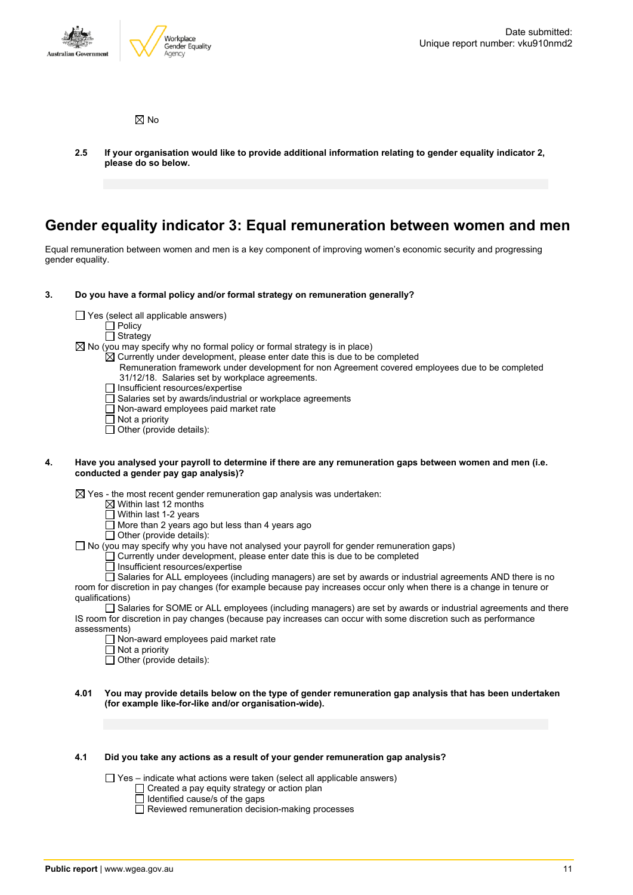☒ No

**2.5 If your organisation would like to provide additional information relating to gender equality indicator 2, please do so below.**

## Gender equality indicator 3: Equal remuneration between women and men

Equal remuneration between women and men is a key component of improving women's economic security and progressing gender equality.

**3. Do you have a formal policy and/or formal strategy on remuneration generally?**

☐ Yes (select all applicable answers)
  ☐ Policy
  ☐ Strategy
☒ No (you may specify why no formal policy or formal strategy is in place)
  ☒ Currently under development, please enter date this is due to be completed
  Remuneration framework under development for non Agreement covered employees due to be completed 31/12/18. Salaries set by workplace agreements.
  ☐ Insufficient resources/expertise
  ☐ Salaries set by awards/industrial or workplace agreements
  ☐ Non-award employees paid market rate
  ☐ Not a priority
  ☐ Other (provide details):

**4. Have you analysed your payroll to determine if there are any remuneration gaps between women and men (i.e. conducted a gender pay gap analysis)?**

☒ Yes - the most recent gender remuneration gap analysis was undertaken:
  ☒ Within last 12 months
  ☐ Within last 1-2 years
  ☐ More than 2 years ago but less than 4 years ago
  ☐ Other (provide details):
☐ No (you may specify why you have not analysed your payroll for gender remuneration gaps)
  ☐ Currently under development, please enter date this is due to be completed
  ☐ Insufficient resources/expertise
  ☐ Salaries for ALL employees (including managers) are set by awards or industrial agreements AND there is no room for discretion in pay changes (for example because pay increases occur only when there is a change in tenure or qualifications)
  ☐ Salaries for SOME or ALL employees (including managers) are set by awards or industrial agreements and there IS room for discretion in pay changes (because pay increases can occur with some discretion such as performance assessments)
  ☐ Non-award employees paid market rate
  ☐ Not a priority
  ☐ Other (provide details):

**4.01 You may provide details below on the type of gender remuneration gap analysis that has been undertaken (for example like-for-like and/or organisation-wide).**

**4.1 Did you take any actions as a result of your gender remuneration gap analysis?**

☐ Yes – indicate what actions were taken (select all applicable answers)
  ☐ Created a pay equity strategy or action plan
  ☐ Identified cause/s of the gaps
  ☐ Reviewed remuneration decision-making processes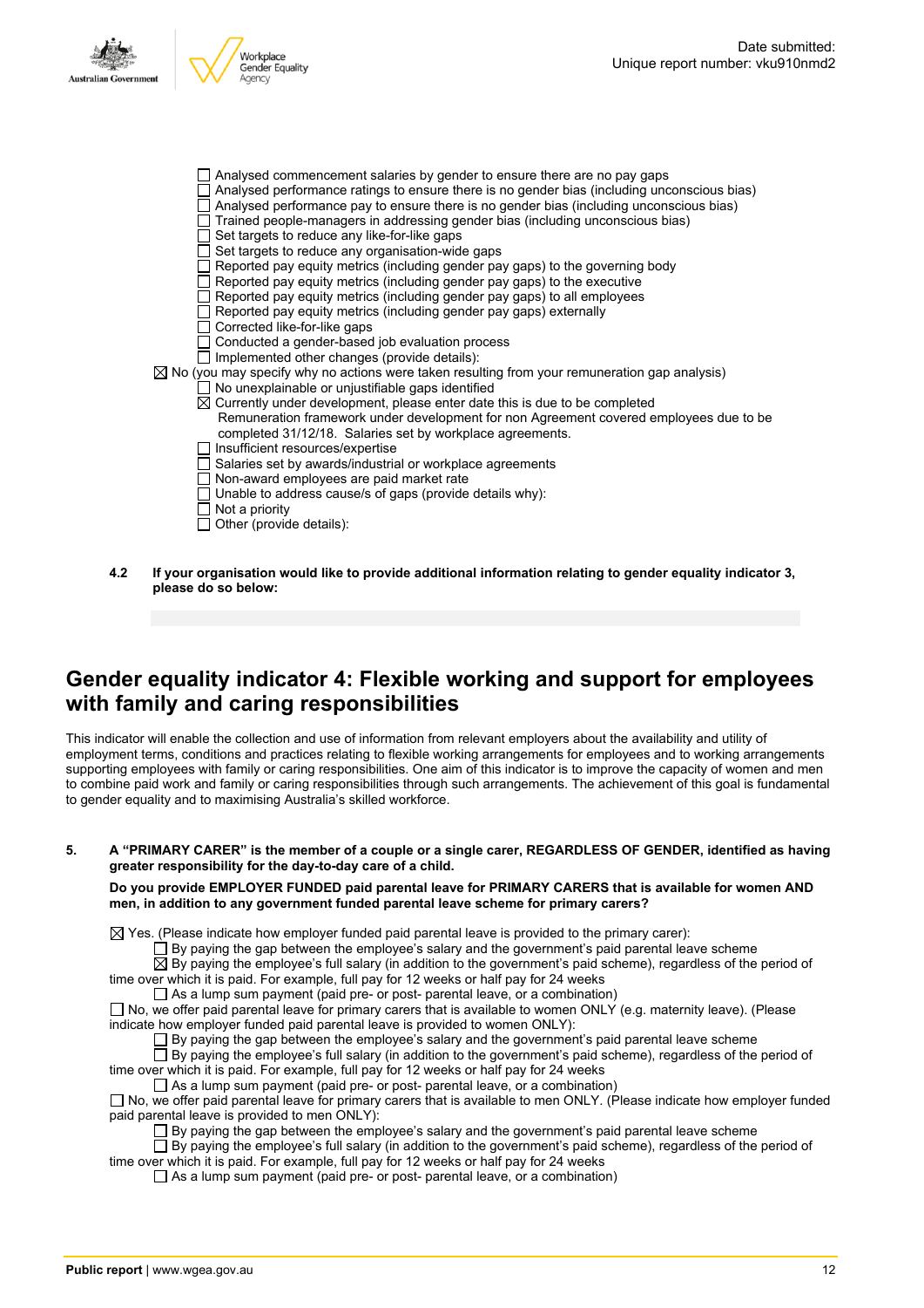- ☐ Analysed commencement salaries by gender to ensure there are no pay gaps
- ☐ Analysed performance ratings to ensure there is no gender bias (including unconscious bias)
- ☐ Analysed performance pay to ensure there is no gender bias (including unconscious bias)
- ☐ Trained people-managers in addressing gender bias (including unconscious bias)
- ☐ Set targets to reduce any like-for-like gaps
- ☐ Set targets to reduce any organisation-wide gaps
- ☐ Reported pay equity metrics (including gender pay gaps) to the governing body
- ☐ Reported pay equity metrics (including gender pay gaps) to the executive
- ☐ Reported pay equity metrics (including gender pay gaps) to all employees
- ☐ Reported pay equity metrics (including gender pay gaps) externally
- ☐ Corrected like-for-like gaps
- ☐ Conducted a gender-based job evaluation process
- ☐ Implemented other changes (provide details):

☒ No (you may specify why no actions were taken resulting from your remuneration gap analysis)

- ☐ No unexplainable or unjustifiable gaps identified
- ☒ Currently under development, please enter date this is due to be completed
  Remuneration framework under development for non Agreement covered employees due to be completed 31/12/18. Salaries set by workplace agreements.
- ☐ Insufficient resources/expertise
- ☐ Salaries set by awards/industrial or workplace agreements
- ☐ Non-award employees are paid market rate
- ☐ Unable to address cause/s of gaps (provide details why):
- ☐ Not a priority
- ☐ Other (provide details):

**4.2 If your organisation would like to provide additional information relating to gender equality indicator 3, please do so below:**

## Gender equality indicator 4: Flexible working and support for employees with family and caring responsibilities

This indicator will enable the collection and use of information from relevant employers about the availability and utility of employment terms, conditions and practices relating to flexible working arrangements for employees and to working arrangements supporting employees with family or caring responsibilities. One aim of this indicator is to improve the capacity of women and men to combine paid work and family or caring responsibilities through such arrangements. The achievement of this goal is fundamental to gender equality and to maximising Australia's skilled workforce.

**5. A "PRIMARY CARER" is the member of a couple or a single carer, REGARDLESS OF GENDER, identified as having greater responsibility for the day-to-day care of a child.**

**Do you provide EMPLOYER FUNDED paid parental leave for PRIMARY CARERS that is available for women AND men, in addition to any government funded parental leave scheme for primary carers?**

☒ Yes. (Please indicate how employer funded paid parental leave is provided to the primary carer):

- ☐ By paying the gap between the employee's salary and the government's paid parental leave scheme
- ☒ By paying the employee's full salary (in addition to the government's paid scheme), regardless of the period of time over which it is paid. For example, full pay for 12 weeks or half pay for 24 weeks
- ☐ As a lump sum payment (paid pre- or post- parental leave, or a combination)

☐ No, we offer paid parental leave for primary carers that is available to women ONLY (e.g. maternity leave). (Please indicate how employer funded paid parental leave is provided to women ONLY):

- ☐ By paying the gap between the employee's salary and the government's paid parental leave scheme
- ☐ By paying the employee's full salary (in addition to the government's paid scheme), regardless of the period of time over which it is paid. For example, full pay for 12 weeks or half pay for 24 weeks
- ☐ As a lump sum payment (paid pre- or post- parental leave, or a combination)

☐ No, we offer paid parental leave for primary carers that is available to men ONLY. (Please indicate how employer funded paid parental leave is provided to men ONLY):

- ☐ By paying the gap between the employee's salary and the government's paid parental leave scheme
- ☐ By paying the employee's full salary (in addition to the government's paid scheme), regardless of the period of time over which it is paid. For example, full pay for 12 weeks or half pay for 24 weeks
- ☐ As a lump sum payment (paid pre- or post- parental leave, or a combination)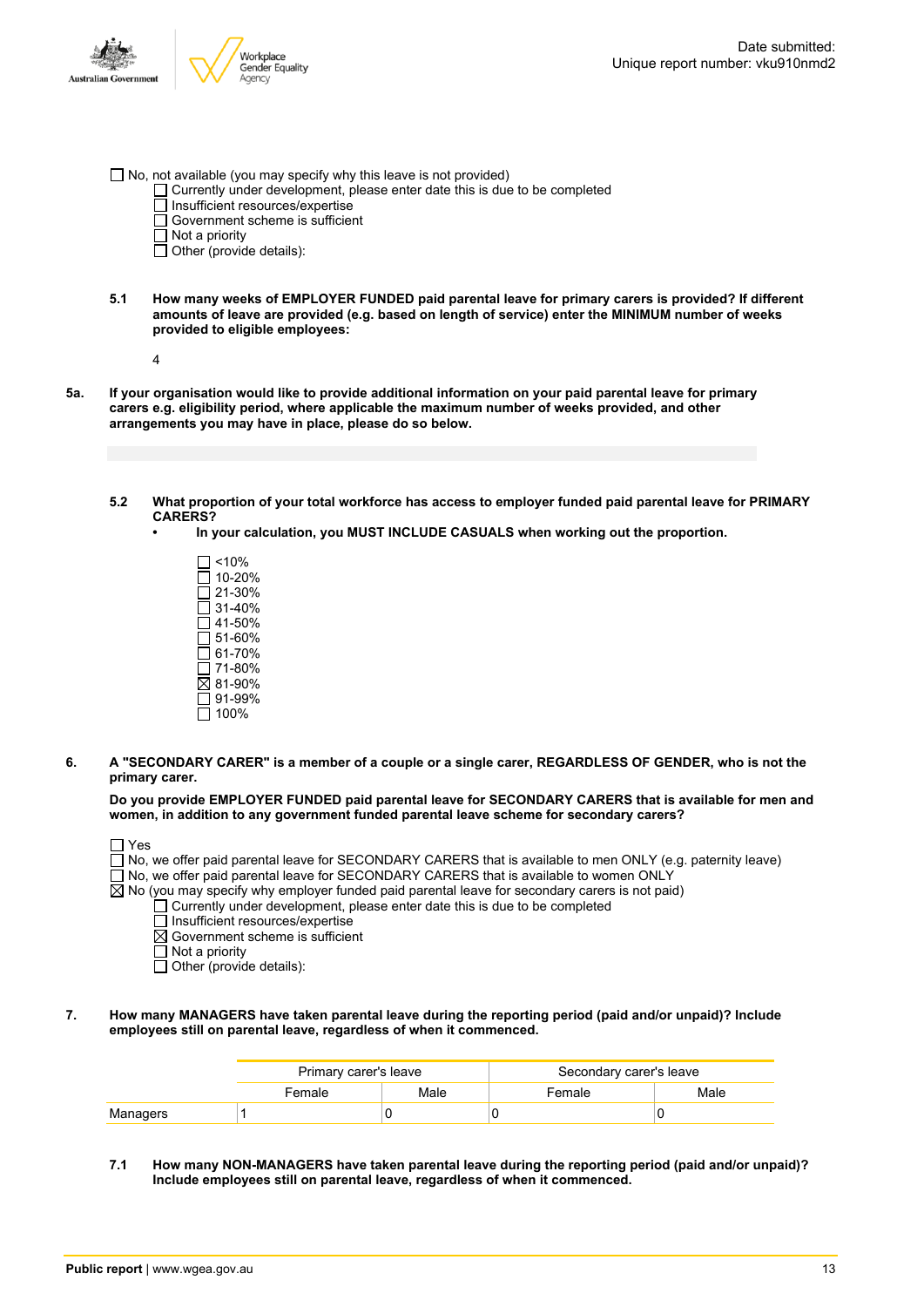- [ ] No, not available (you may specify why this leave is not provided)
  - [ ] Currently under development, please enter date this is due to be completed
  - [ ] Insufficient resources/expertise
  - [ ] Government scheme is sufficient
  - [ ] Not a priority
  - [ ] Other (provide details):

**5.1 How many weeks of EMPLOYER FUNDED paid parental leave for primary carers is provided? If different amounts of leave are provided (e.g. based on length of service) enter the MINIMUM number of weeks provided to eligible employees:**

4

**5a. If your organisation would like to provide additional information on your paid parental leave for primary carers e.g. eligibility period, where applicable the maximum number of weeks provided, and other arrangements you may have in place, please do so below.**

**5.2 What proportion of your total workforce has access to employer funded paid parental leave for PRIMARY CARERS?**

- **In your calculation, you MUST INCLUDE CASUALS when working out the proportion.**

- [ ] <10%
- [ ] 10-20%
- [ ] 21-30%
- [ ] 31-40%
- [ ] 41-50%
- [ ] 51-60%
- [ ] 61-70%
- [ ] 71-80%
- [x] 81-90%
- [ ] 91-99%
- [ ] 100%

**6. A "SECONDARY CARER" is a member of a couple or a single carer, REGARDLESS OF GENDER, who is not the primary carer.**

**Do you provide EMPLOYER FUNDED paid parental leave for SECONDARY CARERS that is available for men and women, in addition to any government funded parental leave scheme for secondary carers?**

- [ ] Yes
- [ ] No, we offer paid parental leave for SECONDARY CARERS that is available to men ONLY (e.g. paternity leave)
- [ ] No, we offer paid parental leave for SECONDARY CARERS that is available to women ONLY
- [x] No (you may specify why employer funded paid parental leave for secondary carers is not paid)
  - [ ] Currently under development, please enter date this is due to be completed
  - [ ] Insufficient resources/expertise
  - [x] Government scheme is sufficient
  - [ ] Not a priority
  - [ ] Other (provide details):

**7. How many MANAGERS have taken parental leave during the reporting period (paid and/or unpaid)? Include employees still on parental leave, regardless of when it commenced.**

| | Primary carer's leave | | Secondary carer's leave | |
|---|---|---|---|---|
| | Female | Male | Female | Male |
| Managers | 1 | 0 | 0 | 0 |

**7.1 How many NON-MANAGERS have taken parental leave during the reporting period (paid and/or unpaid)? Include employees still on parental leave, regardless of when it commenced.**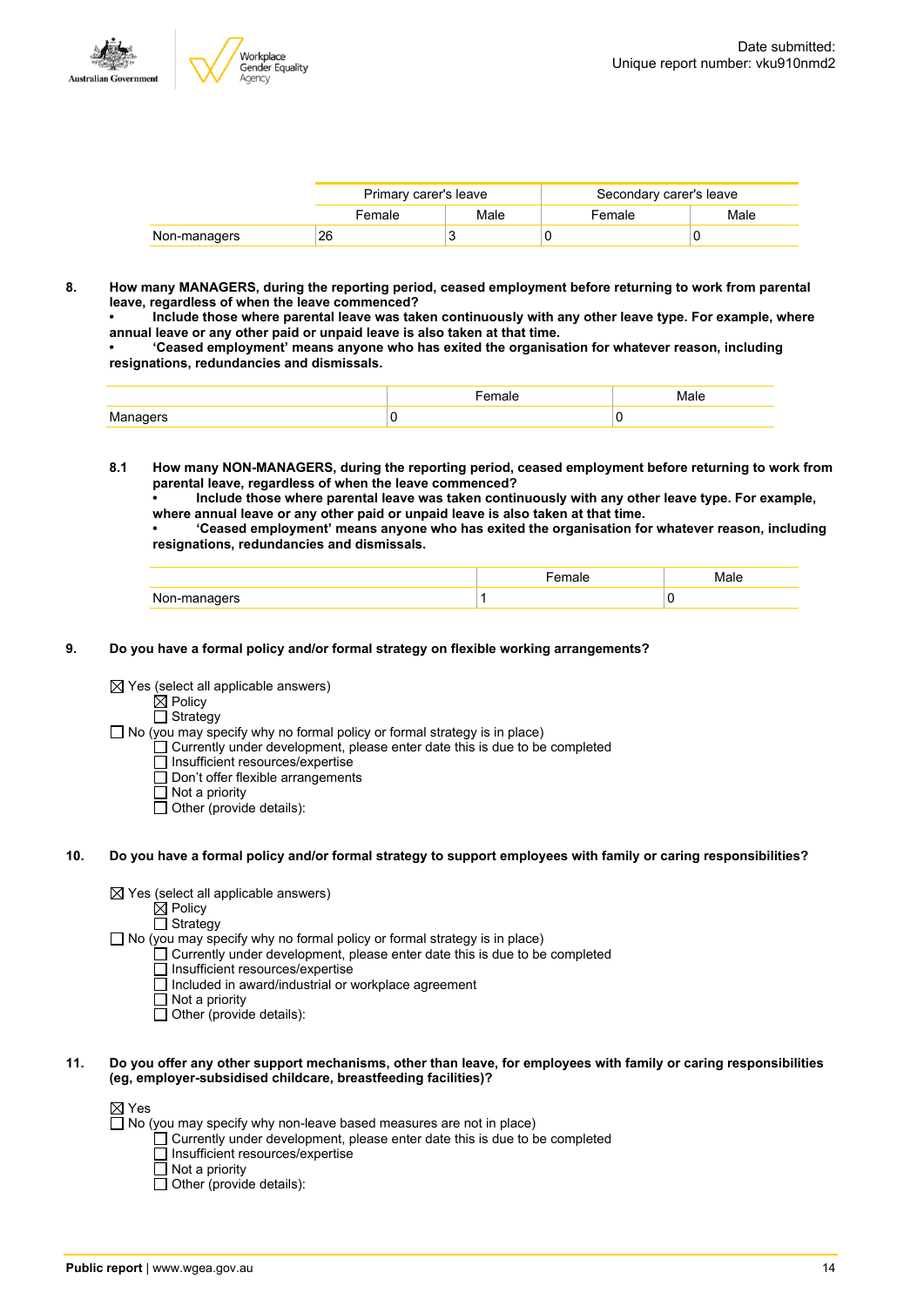| | Primary carer's leave | | Secondary carer's leave | |
|---|---|---|---|---|
| | Female | Male | Female | Male |
| Non-managers | 26 | 3 | 0 | 0 |

**8. How many MANAGERS, during the reporting period, ceased employment before returning to work from parental leave, regardless of when the leave commenced?**
**• Include those where parental leave was taken continuously with any other leave type. For example, where annual leave or any other paid or unpaid leave is also taken at that time.**
**• 'Ceased employment' means anyone who has exited the organisation for whatever reason, including resignations, redundancies and dismissals.**

| | Female | Male |
|---|---|---|
| Managers | 0 | 0 |

**8.1 How many NON-MANAGERS, during the reporting period, ceased employment before returning to work from parental leave, regardless of when the leave commenced?**
**• Include those where parental leave was taken continuously with any other leave type. For example, where annual leave or any other paid or unpaid leave is also taken at that time.**
**• 'Ceased employment' means anyone who has exited the organisation for whatever reason, including resignations, redundancies and dismissals.**

| | Female | Male |
|---|---|---|
| Non-managers | 1 | 0 |

**9. Do you have a formal policy and/or formal strategy on flexible working arrangements?**

- ☒ Yes (select all applicable answers)
  - ☒ Policy
  - ☐ Strategy
- ☐ No (you may specify why no formal policy or formal strategy is in place)
  - ☐ Currently under development, please enter date this is due to be completed
  - ☐ Insufficient resources/expertise
  - ☐ Don't offer flexible arrangements
  - ☐ Not a priority
  - ☐ Other (provide details):

**10. Do you have a formal policy and/or formal strategy to support employees with family or caring responsibilities?**

- ☒ Yes (select all applicable answers)
  - ☒ Policy
  - ☐ Strategy
- ☐ No (you may specify why no formal policy or formal strategy is in place)
  - ☐ Currently under development, please enter date this is due to be completed
  - ☐ Insufficient resources/expertise
  - ☐ Included in award/industrial or workplace agreement
  - ☐ Not a priority
  - ☐ Other (provide details):

**11. Do you offer any other support mechanisms, other than leave, for employees with family or caring responsibilities (eg, employer-subsidised childcare, breastfeeding facilities)?**

- ☒ Yes
- ☐ No (you may specify why non-leave based measures are not in place)
  - ☐ Currently under development, please enter date this is due to be completed
  - ☐ Insufficient resources/expertise
  - ☐ Not a priority
  - ☐ Other (provide details):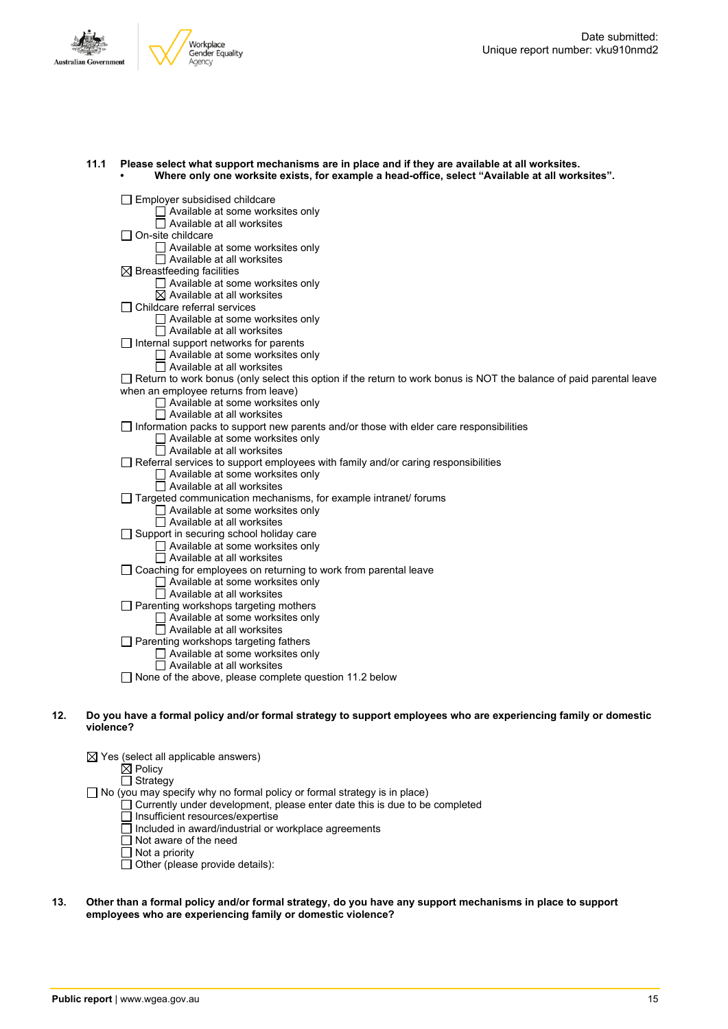Date submitted:
Unique report number: vku910nmd2

**11.1 Please select what support mechanisms are in place and if they are available at all worksites.**
- **Where only one worksite exists, for example a head-office, select "Available at all worksites".**

☐ Employer subsidised childcare
  ☐ Available at some worksites only
  ☐ Available at all worksites
☐ On-site childcare
  ☐ Available at some worksites only
  ☐ Available at all worksites
☒ Breastfeeding facilities
  ☐ Available at some worksites only
  ☒ Available at all worksites
☐ Childcare referral services
  ☐ Available at some worksites only
  ☐ Available at all worksites
☐ Internal support networks for parents
  ☐ Available at some worksites only
  ☐ Available at all worksites
☐ Return to work bonus (only select this option if the return to work bonus is NOT the balance of paid parental leave when an employee returns from leave)
  ☐ Available at some worksites only
  ☐ Available at all worksites
☐ Information packs to support new parents and/or those with elder care responsibilities
  ☐ Available at some worksites only
  ☐ Available at all worksites
☐ Referral services to support employees with family and/or caring responsibilities
  ☐ Available at some worksites only
  ☐ Available at all worksites
☐ Targeted communication mechanisms, for example intranet/ forums
  ☐ Available at some worksites only
  ☐ Available at all worksites
☐ Support in securing school holiday care
  ☐ Available at some worksites only
  ☐ Available at all worksites
☐ Coaching for employees on returning to work from parental leave
  ☐ Available at some worksites only
  ☐ Available at all worksites
☐ Parenting workshops targeting mothers
  ☐ Available at some worksites only
  ☐ Available at all worksites
☐ Parenting workshops targeting fathers
  ☐ Available at some worksites only
  ☐ Available at all worksites
☐ None of the above, please complete question 11.2 below

**12. Do you have a formal policy and/or formal strategy to support employees who are experiencing family or domestic violence?**

☒ Yes (select all applicable answers)
  ☒ Policy
  ☐ Strategy
☐ No (you may specify why no formal policy or formal strategy is in place)
  ☐ Currently under development, please enter date this is due to be completed
  ☐ Insufficient resources/expertise
  ☐ Included in award/industrial or workplace agreements
  ☐ Not aware of the need
  ☐ Not a priority
  ☐ Other (please provide details):

**13. Other than a formal policy and/or formal strategy, do you have any support mechanisms in place to support employees who are experiencing family or domestic violence?**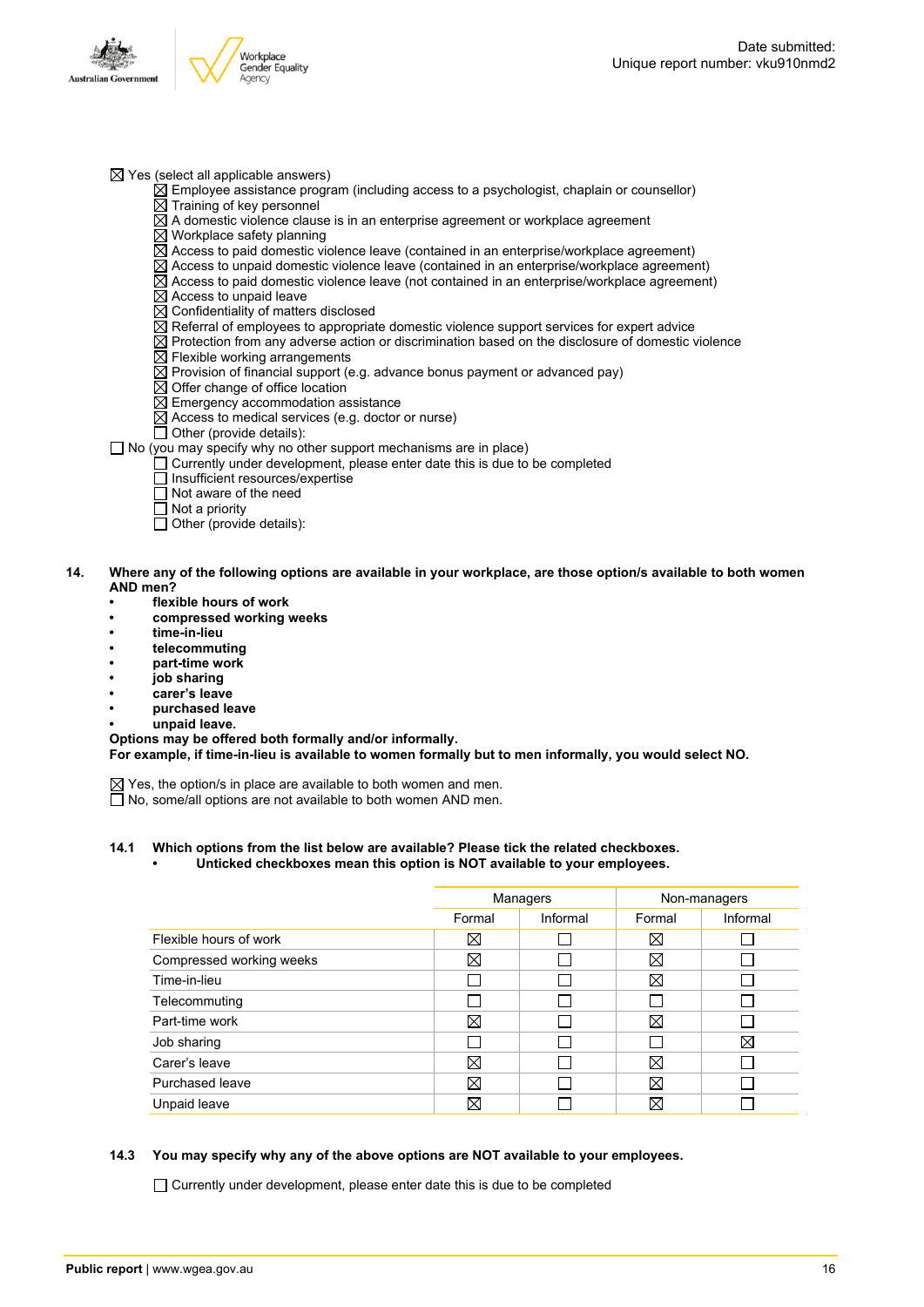☒ Yes (select all applicable answers)

- ☒ Employee assistance program (including access to a psychologist, chaplain or counsellor)
- ☒ Training of key personnel
- ☒ A domestic violence clause is in an enterprise agreement or workplace agreement
- ☒ Workplace safety planning
- ☒ Access to paid domestic violence leave (contained in an enterprise/workplace agreement)
- ☒ Access to unpaid domestic violence leave (contained in an enterprise/workplace agreement)
- ☒ Access to paid domestic violence leave (not contained in an enterprise/workplace agreement)
- ☒ Access to unpaid leave
- ☒ Confidentiality of matters disclosed
- ☒ Referral of employees to appropriate domestic violence support services for expert advice
- ☒ Protection from any adverse action or discrimination based on the disclosure of domestic violence
- ☒ Flexible working arrangements
- ☒ Provision of financial support (e.g. advance bonus payment or advanced pay)
- ☒ Offer change of office location
- ☒ Emergency accommodation assistance
- ☒ Access to medical services (e.g. doctor or nurse)
- ☐ Other (provide details):

☐ No (you may specify why no other support mechanisms are in place)

- ☐ Currently under development, please enter date this is due to be completed
- ☐ Insufficient resources/expertise
- ☐ Not aware of the need
- ☐ Not a priority
- ☐ Other (provide details):

**14. Where any of the following options are available in your workplace, are those option/s available to both women AND men?**

- **flexible hours of work**
- **compressed working weeks**
- **time-in-lieu**
- **telecommuting**
- **part-time work**
- **job sharing**
- **carer's leave**
- **purchased leave**
- **unpaid leave.**

**Options may be offered both formally and/or informally.**
**For example, if time-in-lieu is available to women formally but to men informally, you would select NO.**

☒ Yes, the option/s in place are available to both women and men.
☐ No, some/all options are not available to both women AND men.

**14.1 Which options from the list below are available? Please tick the related checkboxes.**

- **Unticked checkboxes mean this option is NOT available to your employees.**

| | Managers | | Non-managers | |
|---|---|---|---|---|
| | Formal | Informal | Formal | Informal |
| Flexible hours of work | ☒ | ☐ | ☒ | ☐ |
| Compressed working weeks | ☒ | ☐ | ☒ | ☐ |
| Time-in-lieu | ☐ | ☐ | ☒ | ☐ |
| Telecommuting | ☐ | ☐ | ☐ | ☐ |
| Part-time work | ☒ | ☐ | ☒ | ☐ |
| Job sharing | ☐ | ☐ | ☐ | ☒ |
| Carer's leave | ☒ | ☐ | ☒ | ☐ |
| Purchased leave | ☒ | ☐ | ☒ | ☐ |
| Unpaid leave | ☒ | ☐ | ☒ | ☐ |

**14.3 You may specify why any of the above options are NOT available to your employees.**

☐ Currently under development, please enter date this is due to be completed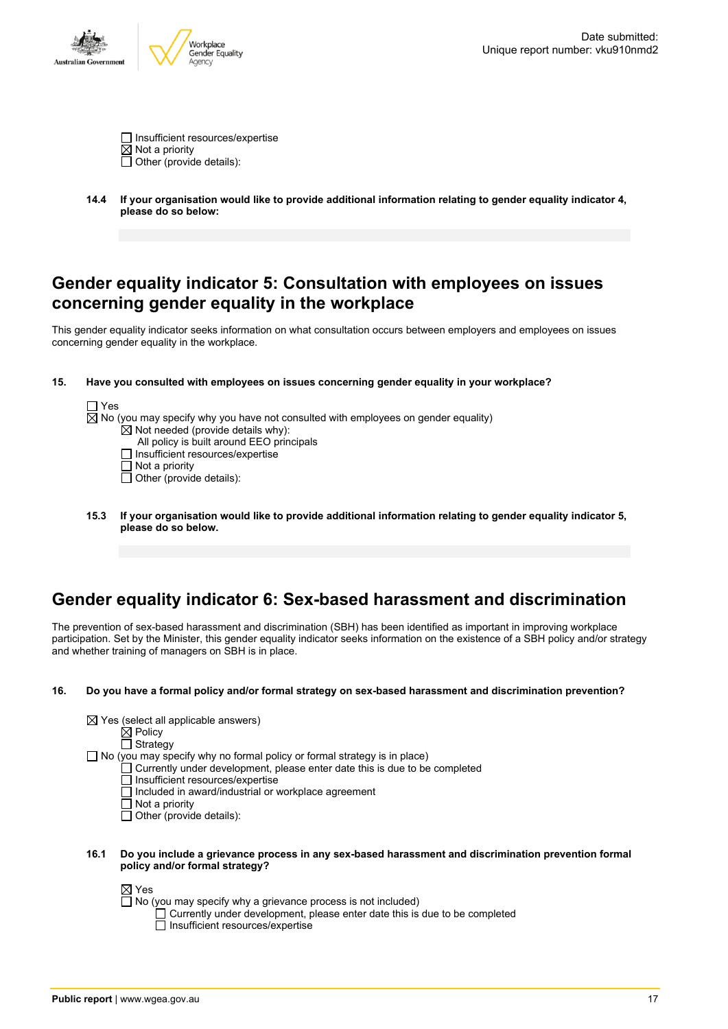- ☐ Insufficient resources/expertise
- ☒ Not a priority
- ☐ Other (provide details):

**14.4 If your organisation would like to provide additional information relating to gender equality indicator 4, please do so below:**

## Gender equality indicator 5: Consultation with employees on issues concerning gender equality in the workplace

This gender equality indicator seeks information on what consultation occurs between employers and employees on issues concerning gender equality in the workplace.

**15. Have you consulted with employees on issues concerning gender equality in your workplace?**

- ☐ Yes
- ☒ No (you may specify why you have not consulted with employees on gender equality)
  - ☒ Not needed (provide details why):
    All policy is built around EEO principals
  - ☐ Insufficient resources/expertise
  - ☐ Not a priority
  - ☐ Other (provide details):

**15.3 If your organisation would like to provide additional information relating to gender equality indicator 5, please do so below.**

## Gender equality indicator 6: Sex-based harassment and discrimination

The prevention of sex-based harassment and discrimination (SBH) has been identified as important in improving workplace participation. Set by the Minister, this gender equality indicator seeks information on the existence of a SBH policy and/or strategy and whether training of managers on SBH is in place.

**16. Do you have a formal policy and/or formal strategy on sex-based harassment and discrimination prevention?**

- ☒ Yes (select all applicable answers)
  - ☒ Policy
  - ☐ Strategy
- ☐ No (you may specify why no formal policy or formal strategy is in place)
  - ☐ Currently under development, please enter date this is due to be completed
  - ☐ Insufficient resources/expertise
  - ☐ Included in award/industrial or workplace agreement
  - ☐ Not a priority
  - ☐ Other (provide details):

**16.1 Do you include a grievance process in any sex-based harassment and discrimination prevention formal policy and/or formal strategy?**

- ☒ Yes
- ☐ No (you may specify why a grievance process is not included)
  - ☐ Currently under development, please enter date this is due to be completed
  - ☐ Insufficient resources/expertise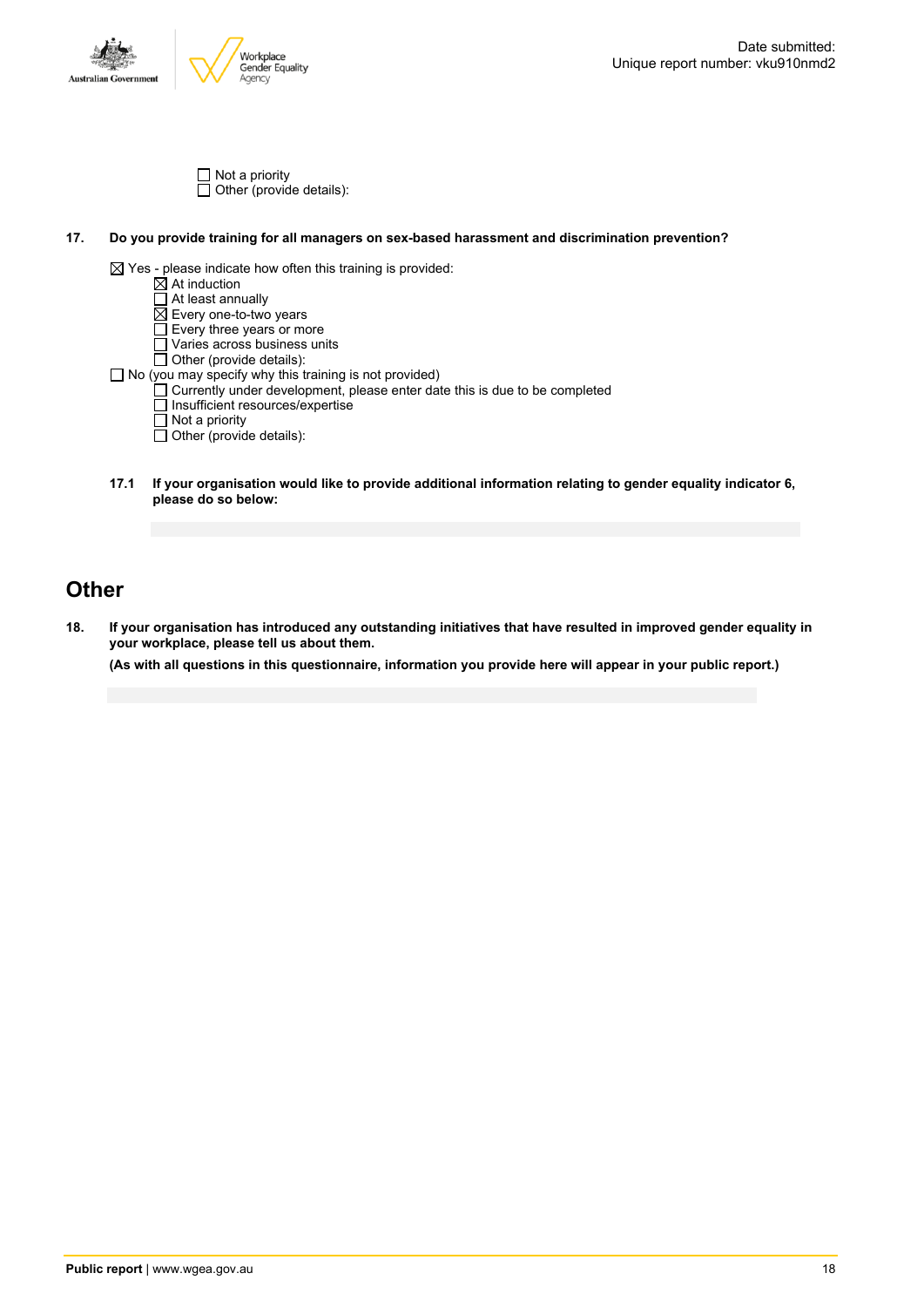☐ Not a priority
☐ Other (provide details):

**17. Do you provide training for all managers on sex-based harassment and discrimination prevention?**

☒ Yes - please indicate how often this training is provided:
- ☒ At induction
- ☐ At least annually
- ☒ Every one-to-two years
- ☐ Every three years or more
- ☐ Varies across business units
- ☐ Other (provide details):

☐ No (you may specify why this training is not provided)
- ☐ Currently under development, please enter date this is due to be completed
- ☐ Insufficient resources/expertise
- ☐ Not a priority
- ☐ Other (provide details):

**17.1 If your organisation would like to provide additional information relating to gender equality indicator 6, please do so below:**

## Other

**18. If your organisation has introduced any outstanding initiatives that have resulted in improved gender equality in your workplace, please tell us about them.**

**(As with all questions in this questionnaire, information you provide here will appear in your public report.)**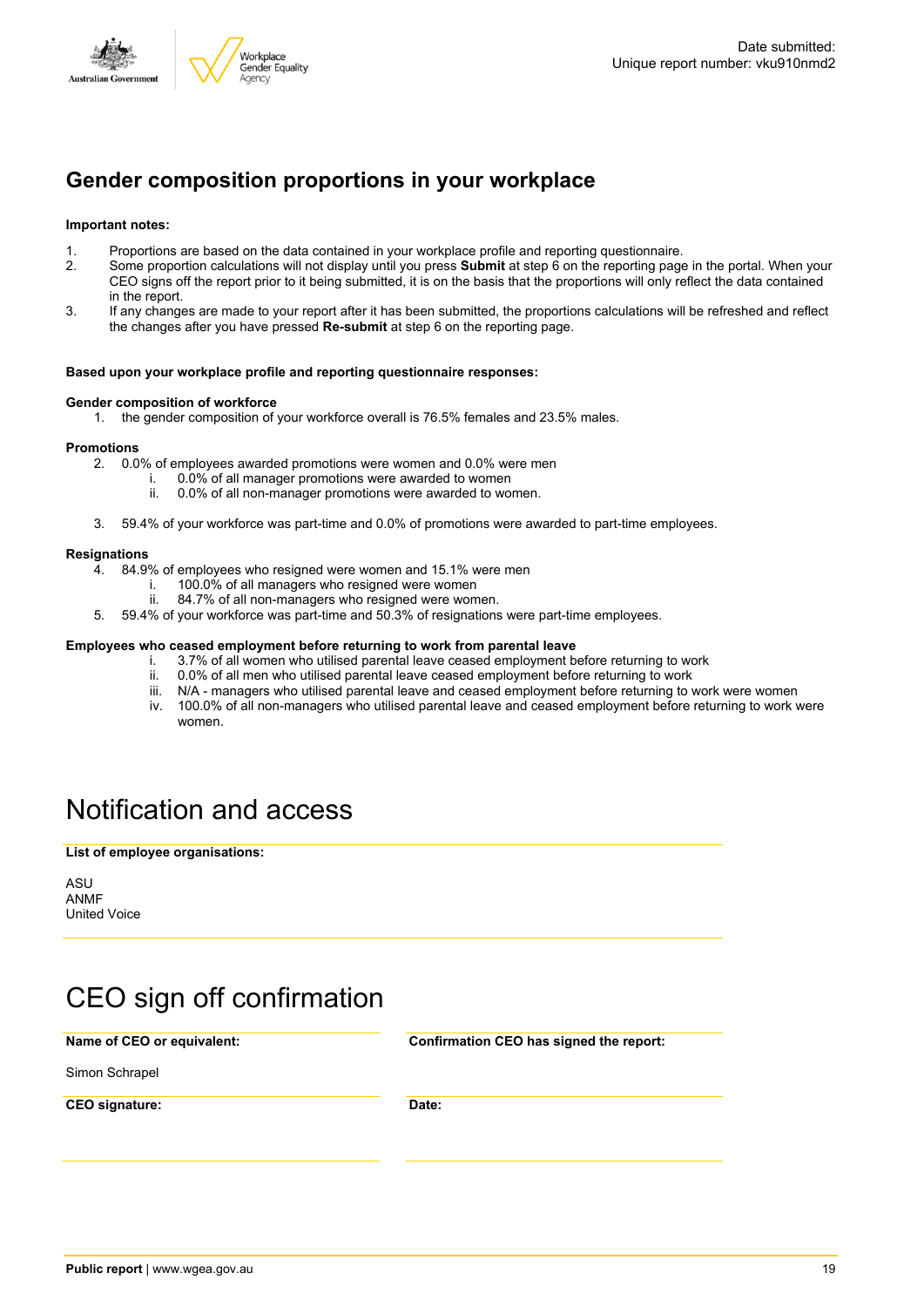## Gender composition proportions in your workplace

**Important notes:**

1. Proportions are based on the data contained in your workplace profile and reporting questionnaire.
2. Some proportion calculations will not display until you press **Submit** at step 6 on the reporting page in the portal. When your CEO signs off the report prior to it being submitted, it is on the basis that the proportions will only reflect the data contained in the report.
3. If any changes are made to your report after it has been submitted, the proportions calculations will be refreshed and reflect the changes after you have pressed **Re-submit** at step 6 on the reporting page.

**Based upon your workplace profile and reporting questionnaire responses:**

**Gender composition of workforce**

1. the gender composition of your workforce overall is 76.5% females and 23.5% males.

**Promotions**

2. 0.0% of employees awarded promotions were women and 0.0% were men
   i. 0.0% of all manager promotions were awarded to women
   ii. 0.0% of all non-manager promotions were awarded to women.

3. 59.4% of your workforce was part-time and 0.0% of promotions were awarded to part-time employees.

**Resignations**

4. 84.9% of employees who resigned were women and 15.1% were men
   i. 100.0% of all managers who resigned were women
   ii. 84.7% of all non-managers who resigned were women.
5. 59.4% of your workforce was part-time and 50.3% of resignations were part-time employees.

**Employees who ceased employment before returning to work from parental leave**

i. 3.7% of all women who utilised parental leave ceased employment before returning to work
ii. 0.0% of all men who utilised parental leave ceased employment before returning to work
iii. N/A - managers who utilised parental leave and ceased employment before returning to work were women
iv. 100.0% of all non-managers who utilised parental leave and ceased employment before returning to work were women.

# Notification and access

**List of employee organisations:**

ASU
ANMF
United Voice

# CEO sign off confirmation

**Name of CEO or equivalent:**

Simon Schrapel

**Confirmation CEO has signed the report:**

**CEO signature:**

**Date:**